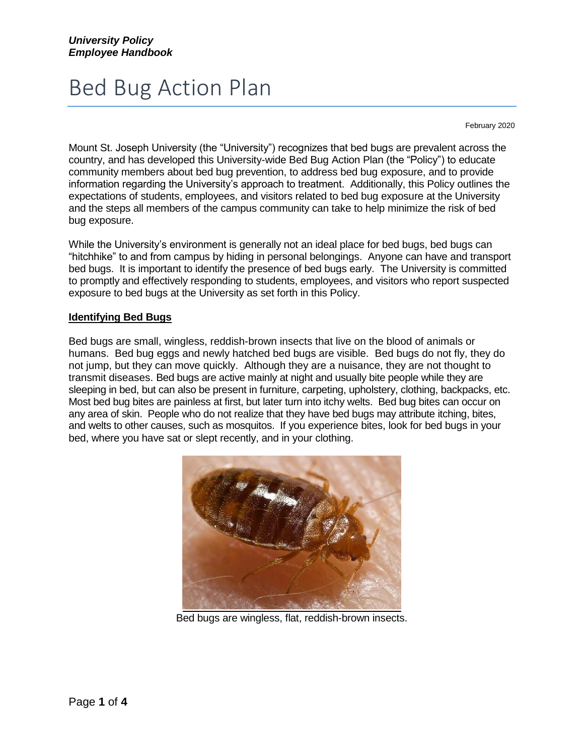***University Policy***
***Employee Handbook***

# Bed Bug Action Plan

February 2020

Mount St. Joseph University (the "University") recognizes that bed bugs are prevalent across the country, and has developed this University-wide Bed Bug Action Plan (the "Policy") to educate community members about bed bug prevention, to address bed bug exposure, and to provide information regarding the University's approach to treatment. Additionally, this Policy outlines the expectations of students, employees, and visitors related to bed bug exposure at the University and the steps all members of the campus community can take to help minimize the risk of bed bug exposure.

While the University's environment is generally not an ideal place for bed bugs, bed bugs can "hitchhike" to and from campus by hiding in personal belongings. Anyone can have and transport bed bugs. It is important to identify the presence of bed bugs early. The University is committed to promptly and effectively responding to students, employees, and visitors who report suspected exposure to bed bugs at the University as set forth in this Policy.

## Identifying Bed Bugs

Bed bugs are small, wingless, reddish-brown insects that live on the blood of animals or humans. Bed bug eggs and newly hatched bed bugs are visible. Bed bugs do not fly, they do not jump, but they can move quickly. Although they are a nuisance, they are not thought to transmit diseases. Bed bugs are active mainly at night and usually bite people while they are sleeping in bed, but can also be present in furniture, carpeting, upholstery, clothing, backpacks, etc. Most bed bug bites are painless at first, but later turn into itchy welts. Bed bug bites can occur on any area of skin. People who do not realize that they have bed bugs may attribute itching, bites, and welts to other causes, such as mosquitos. If you experience bites, look for bed bugs in your bed, where you have sat or slept recently, and in your clothing.

Bed bugs are wingless, flat, reddish-brown insects.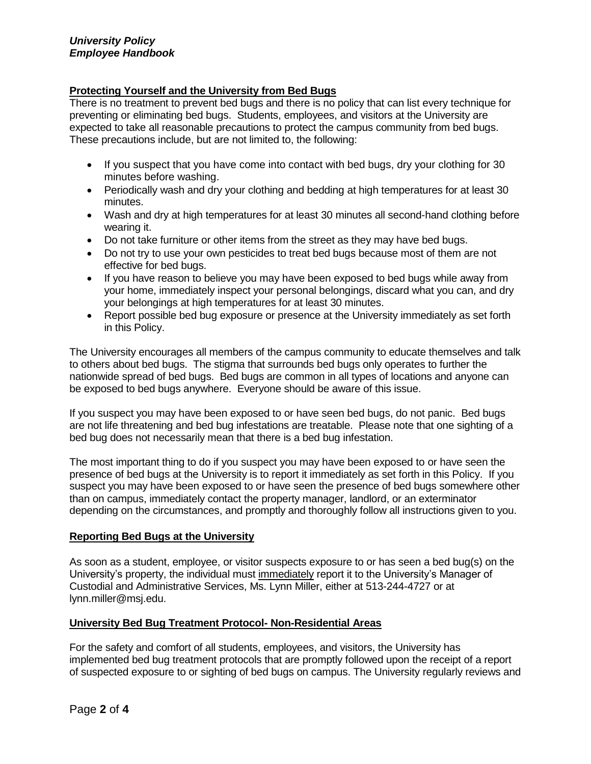## Protecting Yourself and the University from Bed Bugs

There is no treatment to prevent bed bugs and there is no policy that can list every technique for preventing or eliminating bed bugs. Students, employees, and visitors at the University are expected to take all reasonable precautions to protect the campus community from bed bugs. These precautions include, but are not limited to, the following:

- If you suspect that you have come into contact with bed bugs, dry your clothing for 30 minutes before washing.
- Periodically wash and dry your clothing and bedding at high temperatures for at least 30 minutes.
- Wash and dry at high temperatures for at least 30 minutes all second-hand clothing before wearing it.
- Do not take furniture or other items from the street as they may have bed bugs.
- Do not try to use your own pesticides to treat bed bugs because most of them are not effective for bed bugs.
- If you have reason to believe you may have been exposed to bed bugs while away from your home, immediately inspect your personal belongings, discard what you can, and dry your belongings at high temperatures for at least 30 minutes.
- Report possible bed bug exposure or presence at the University immediately as set forth in this Policy.

The University encourages all members of the campus community to educate themselves and talk to others about bed bugs. The stigma that surrounds bed bugs only operates to further the nationwide spread of bed bugs. Bed bugs are common in all types of locations and anyone can be exposed to bed bugs anywhere. Everyone should be aware of this issue.

If you suspect you may have been exposed to or have seen bed bugs, do not panic. Bed bugs are not life threatening and bed bug infestations are treatable. Please note that one sighting of a bed bug does not necessarily mean that there is a bed bug infestation.

The most important thing to do if you suspect you may have been exposed to or have seen the presence of bed bugs at the University is to report it immediately as set forth in this Policy. If you suspect you may have been exposed to or have seen the presence of bed bugs somewhere other than on campus, immediately contact the property manager, landlord, or an exterminator depending on the circumstances, and promptly and thoroughly follow all instructions given to you.

## Reporting Bed Bugs at the University

As soon as a student, employee, or visitor suspects exposure to or has seen a bed bug(s) on the University's property, the individual must immediately report it to the University's Manager of Custodial and Administrative Services, Ms. Lynn Miller, either at 513-244-4727 or at lynn.miller@msj.edu.

## University Bed Bug Treatment Protocol- Non-Residential Areas

For the safety and comfort of all students, employees, and visitors, the University has implemented bed bug treatment protocols that are promptly followed upon the receipt of a report of suspected exposure to or sighting of bed bugs on campus. The University regularly reviews and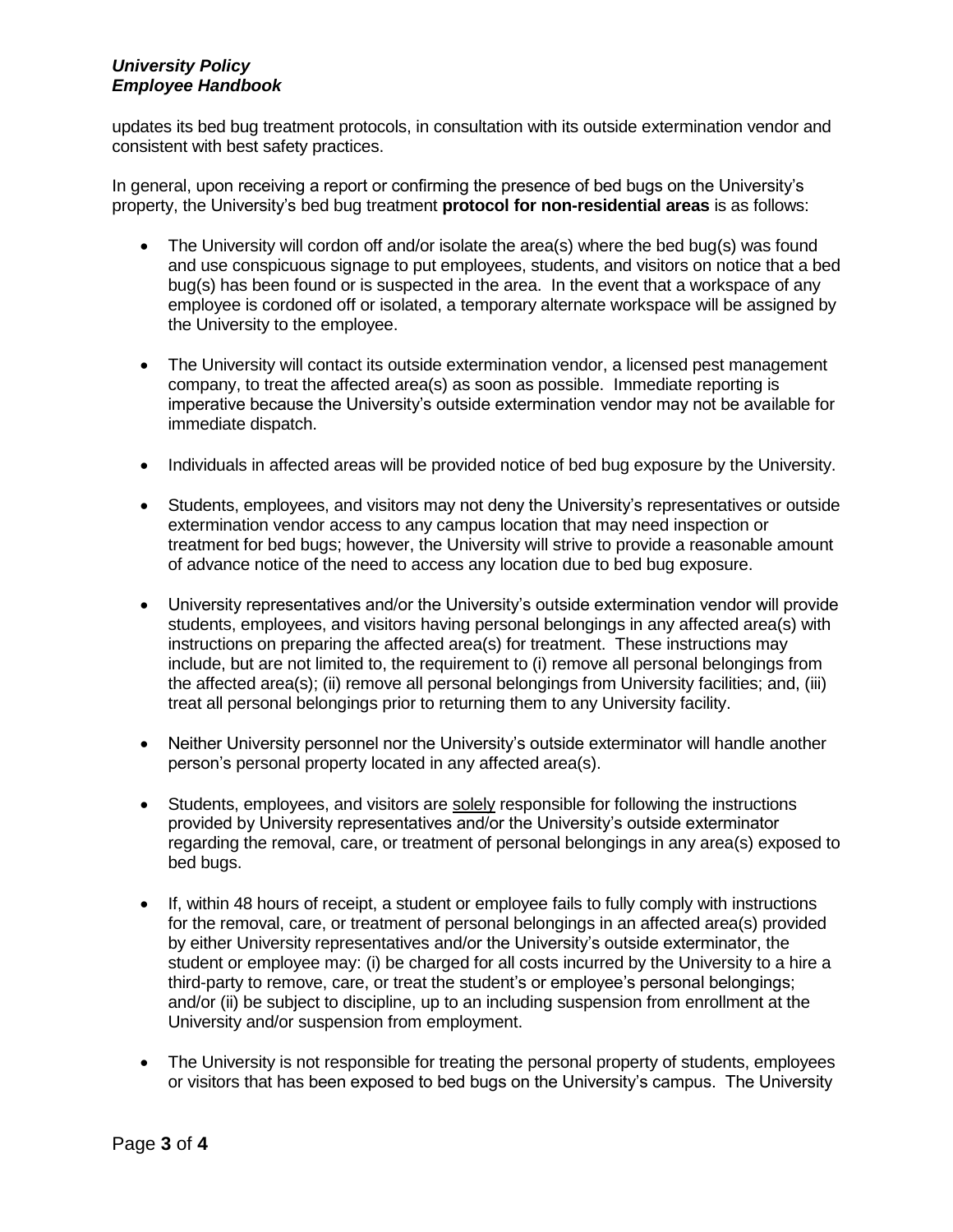updates its bed bug treatment protocols, in consultation with its outside extermination vendor and consistent with best safety practices.

In general, upon receiving a report or confirming the presence of bed bugs on the University's property, the University's bed bug treatment **protocol for non-residential areas** is as follows:

- The University will cordon off and/or isolate the area(s) where the bed bug(s) was found and use conspicuous signage to put employees, students, and visitors on notice that a bed bug(s) has been found or is suspected in the area. In the event that a workspace of any employee is cordoned off or isolated, a temporary alternate workspace will be assigned by the University to the employee.

- The University will contact its outside extermination vendor, a licensed pest management company, to treat the affected area(s) as soon as possible. Immediate reporting is imperative because the University's outside extermination vendor may not be available for immediate dispatch.

- Individuals in affected areas will be provided notice of bed bug exposure by the University.

- Students, employees, and visitors may not deny the University's representatives or outside extermination vendor access to any campus location that may need inspection or treatment for bed bugs; however, the University will strive to provide a reasonable amount of advance notice of the need to access any location due to bed bug exposure.

- University representatives and/or the University's outside extermination vendor will provide students, employees, and visitors having personal belongings in any affected area(s) with instructions on preparing the affected area(s) for treatment. These instructions may include, but are not limited to, the requirement to (i) remove all personal belongings from the affected area(s); (ii) remove all personal belongings from University facilities; and, (iii) treat all personal belongings prior to returning them to any University facility.

- Neither University personnel nor the University's outside exterminator will handle another person's personal property located in any affected area(s).

- Students, employees, and visitors are <u>solely</u> responsible for following the instructions provided by University representatives and/or the University's outside exterminator regarding the removal, care, or treatment of personal belongings in any area(s) exposed to bed bugs.

- If, within 48 hours of receipt, a student or employee fails to fully comply with instructions for the removal, care, or treatment of personal belongings in an affected area(s) provided by either University representatives and/or the University's outside exterminator, the student or employee may: (i) be charged for all costs incurred by the University to a hire a third-party to remove, care, or treat the student's or employee's personal belongings; and/or (ii) be subject to discipline, up to an including suspension from enrollment at the University and/or suspension from employment.

- The University is not responsible for treating the personal property of students, employees or visitors that has been exposed to bed bugs on the University's campus. The University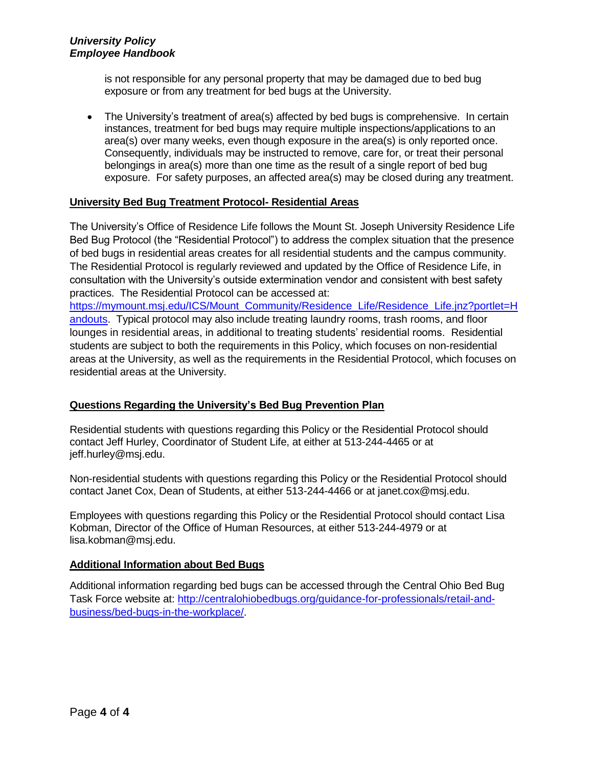is not responsible for any personal property that may be damaged due to bed bug exposure or from any treatment for bed bugs at the University.

- The University's treatment of area(s) affected by bed bugs is comprehensive. In certain instances, treatment for bed bugs may require multiple inspections/applications to an area(s) over many weeks, even though exposure in the area(s) is only reported once. Consequently, individuals may be instructed to remove, care for, or treat their personal belongings in area(s) more than one time as the result of a single report of bed bug exposure. For safety purposes, an affected area(s) may be closed during any treatment.

## University Bed Bug Treatment Protocol- Residential Areas

The University's Office of Residence Life follows the Mount St. Joseph University Residence Life Bed Bug Protocol (the "Residential Protocol") to address the complex situation that the presence of bed bugs in residential areas creates for all residential students and the campus community. The Residential Protocol is regularly reviewed and updated by the Office of Residence Life, in consultation with the University's outside extermination vendor and consistent with best safety practices. The Residential Protocol can be accessed at: https://mymount.msj.edu/ICS/Mount_Community/Residence_Life/Residence_Life.jnz?portlet=Handouts. Typical protocol may also include treating laundry rooms, trash rooms, and floor lounges in residential areas, in additional to treating students' residential rooms. Residential students are subject to both the requirements in this Policy, which focuses on non-residential areas at the University, as well as the requirements in the Residential Protocol, which focuses on residential areas at the University.

## Questions Regarding the University's Bed Bug Prevention Plan

Residential students with questions regarding this Policy or the Residential Protocol should contact Jeff Hurley, Coordinator of Student Life, at either at 513-244-4465 or at jeff.hurley@msj.edu.

Non-residential students with questions regarding this Policy or the Residential Protocol should contact Janet Cox, Dean of Students, at either 513-244-4466 or at janet.cox@msj.edu.

Employees with questions regarding this Policy or the Residential Protocol should contact Lisa Kobman, Director of the Office of Human Resources, at either 513-244-4979 or at lisa.kobman@msj.edu.

## Additional Information about Bed Bugs

Additional information regarding bed bugs can be accessed through the Central Ohio Bed Bug Task Force website at: http://centralohiobedbugs.org/guidance-for-professionals/retail-and-business/bed-bugs-in-the-workplace/.